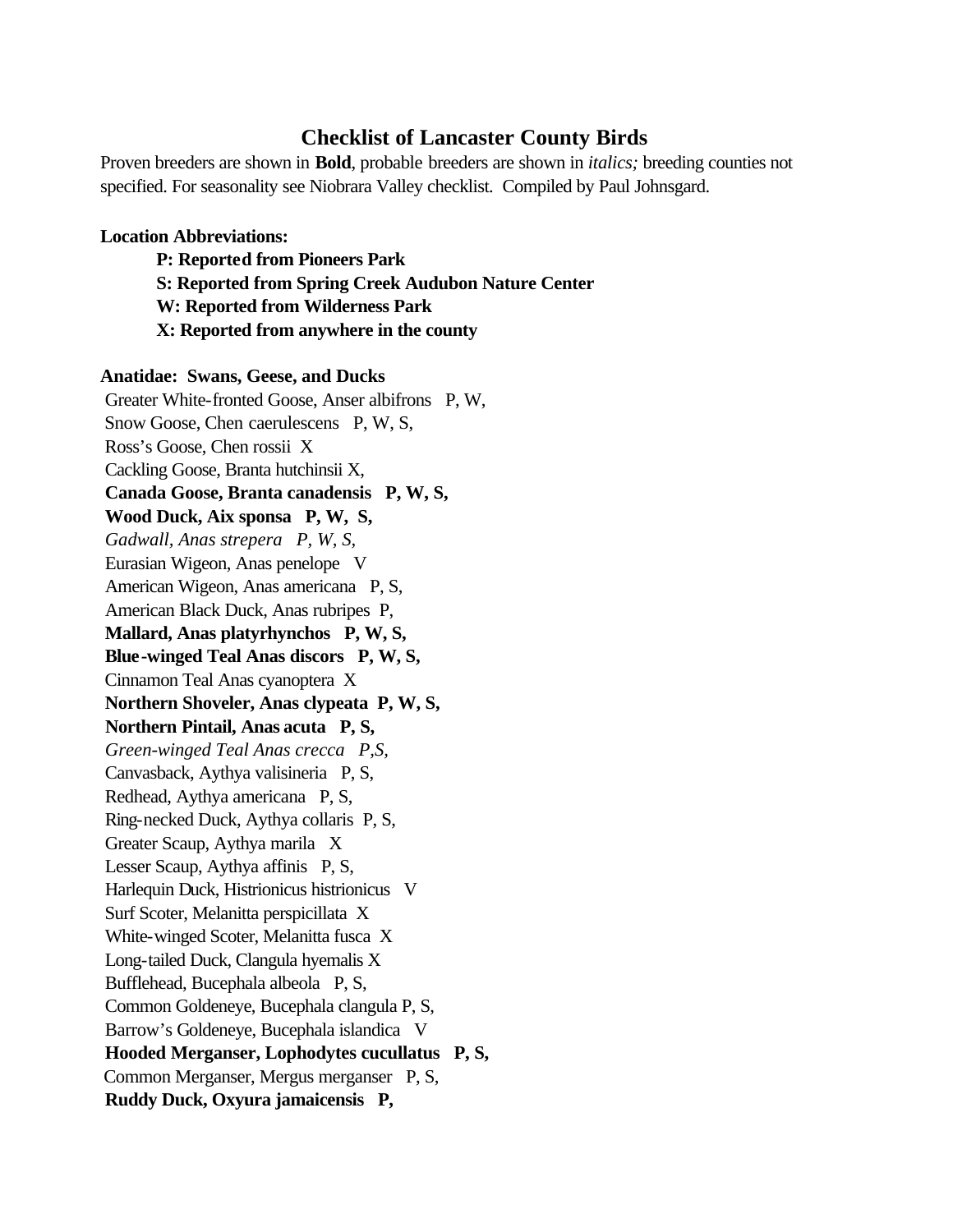# Checklist of Lancaster County Birds

Proven breeders are shown in **Bold**, probable breeders are shown in *italics;* breeding counties not specified. For seasonality see Niobrara Valley checklist. Compiled by Paul Johnsgard.

**Location Abbreviations:**

**P: Reported from Pioneers Park**
**S: Reported from Spring Creek Audubon Nature Center**
**W: Reported from Wilderness Park**
**X: Reported from anywhere in the county**

**Anatidae: Swans, Geese, and Ducks**

Greater White-fronted Goose, Anser albifrons P, W,
Snow Goose, Chen caerulescens P, W, S,
Ross's Goose, Chen rossii X
Cackling Goose, Branta hutchinsii X,
**Canada Goose, Branta canadensis P, W, S,**
**Wood Duck, Aix sponsa P, W, S,**
*Gadwall, Anas strepera P, W, S,*
Eurasian Wigeon, Anas penelope V
American Wigeon, Anas americana P, S,
American Black Duck, Anas rubripes P,
**Mallard, Anas platyrhynchos P, W, S,**
**Blue-winged Teal Anas discors P, W, S,**
Cinnamon Teal Anas cyanoptera X
**Northern Shoveler, Anas clypeata P, W, S,**
**Northern Pintail, Anas acuta P, S,**
*Green-winged Teal Anas crecca P,S,*
Canvasback, Aythya valisineria P, S,
Redhead, Aythya americana P, S,
Ring-necked Duck, Aythya collaris P, S,
Greater Scaup, Aythya marila X
Lesser Scaup, Aythya affinis P, S,
Harlequin Duck, Histrionicus histrionicus V
Surf Scoter, Melanitta perspicillata X
White-winged Scoter, Melanitta fusca X
Long-tailed Duck, Clangula hyemalis X
Bufflehead, Bucephala albeola P, S,
Common Goldeneye, Bucephala clangula P, S,
Barrow's Goldeneye, Bucephala islandica V
**Hooded Merganser, Lophodytes cucullatus P, S,**
Common Merganser, Mergus merganser P, S,
**Ruddy Duck, Oxyura jamaicensis P,**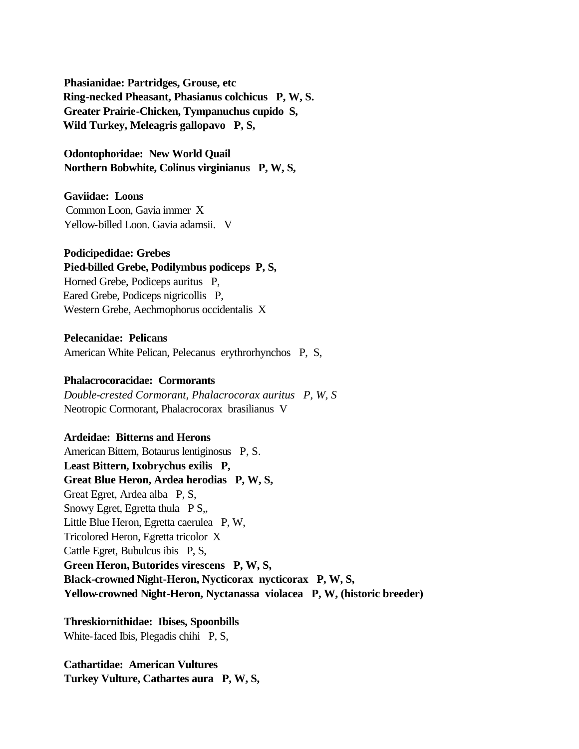**Phasianidae: Partridges, Grouse, etc**
**Ring-necked Pheasant, Phasianus colchicus   P, W, S.**
**Greater Prairie-Chicken, Tympanuchus cupido  S,**
**Wild Turkey, Meleagris gallopavo   P, S,**

**Odontophoridae:  New World Quail**
**Northern Bobwhite, Colinus virginianus   P, W, S,**

**Gaviidae:  Loons**
Common Loon, Gavia immer  X
Yellow-billed Loon. Gavia adamsii.   V

**Podicipedidae: Grebes**
**Pied-billed Grebe, Podilymbus podiceps  P, S,**
Horned Grebe, Podiceps auritus   P,
Eared Grebe, Podiceps nigricollis   P,
Western Grebe, Aechmophorus occidentalis  X

**Pelecanidae:  Pelicans**
American White Pelican, Pelecanus  erythrorhynchos   P,  S,

**Phalacrocoracidae:  Cormorants**
*Double-crested Cormorant, Phalacrocorax auritus   P, W, S*
Neotropic Cormorant, Phalacrocorax  brasilianus  V

**Ardeidae:  Bitterns and Herons**
American Bittern, Botaurus lentiginosus   P, S.
**Least Bittern, Ixobrychus exilis   P,**
**Great Blue Heron, Ardea herodias   P, W, S,**
Great Egret, Ardea alba   P, S,
Snowy Egret, Egretta thula   P S,,
Little Blue Heron, Egretta caerulea   P, W,
Tricolored Heron, Egretta tricolor  X
Cattle Egret, Bubulcus ibis   P, S,
**Green Heron, Butorides virescens   P, W, S,**
**Black-crowned Night-Heron, Nycticorax  nycticorax   P, W, S,**
**Yellow-crowned Night-Heron, Nyctanassa  violacea   P, W, (historic breeder)**

**Threskiornithidae:  Ibises, Spoonbills**
White-faced Ibis, Plegadis chihi   P, S,

**Cathartidae:  American Vultures**
**Turkey Vulture, Cathartes aura   P, W, S,**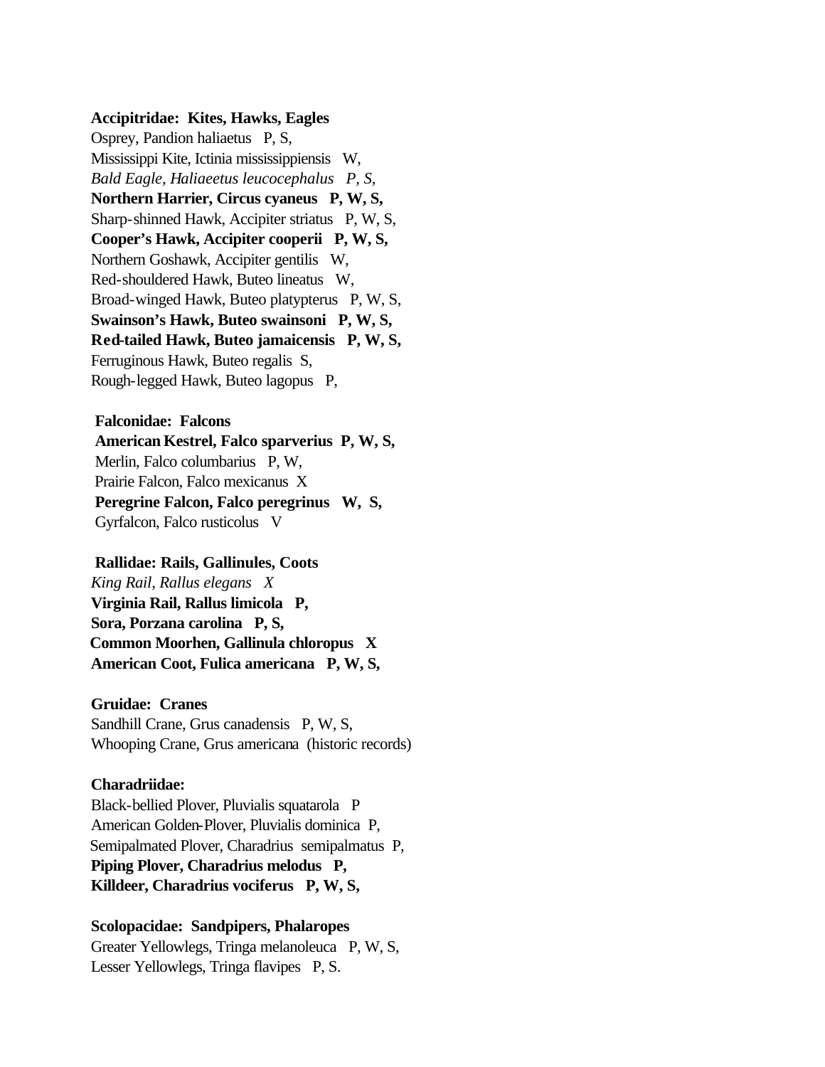**Accipitridae: Kites, Hawks, Eagles**

Osprey, Pandion haliaetus P, S,
Mississippi Kite, Ictinia mississippiensis W,
*Bald Eagle, Haliaeetus leucocephalus P, S,*
**Northern Harrier, Circus cyaneus P, W, S,**
Sharp-shinned Hawk, Accipiter striatus P, W, S,
**Cooper's Hawk, Accipiter cooperii P, W, S,**
Northern Goshawk, Accipiter gentilis W,
Red-shouldered Hawk, Buteo lineatus W,
Broad-winged Hawk, Buteo platypterus P, W, S,
**Swainson's Hawk, Buteo swainsoni P, W, S,**
**Red-tailed Hawk, Buteo jamaicensis P, W, S,**
Ferruginous Hawk, Buteo regalis S,
Rough-legged Hawk, Buteo lagopus P,

**Falconidae: Falcons**

**American Kestrel, Falco sparverius P, W, S,**
Merlin, Falco columbarius P, W,
Prairie Falcon, Falco mexicanus X
**Peregrine Falcon, Falco peregrinus W, S,**
Gyrfalcon, Falco rusticolus V

**Rallidae: Rails, Gallinules, Coots**

*King Rail, Rallus elegans X*
**Virginia Rail, Rallus limicola P,**
**Sora, Porzana carolina P, S,**
**Common Moorhen, Gallinula chloropus X**
**American Coot, Fulica americana P, W, S,**

**Gruidae: Cranes**

Sandhill Crane, Grus canadensis P, W, S,
Whooping Crane, Grus americana (historic records)

**Charadriidae:**

Black-bellied Plover, Pluvialis squatarola P
American Golden-Plover, Pluvialis dominica P,
Semipalmated Plover, Charadrius semipalmatus P,
**Piping Plover, Charadrius melodus P,**
**Killdeer, Charadrius vociferus P, W, S,**

**Scolopacidae: Sandpipers, Phalaropes**

Greater Yellowlegs, Tringa melanoleuca P, W, S,
Lesser Yellowlegs, Tringa flavipes P, S.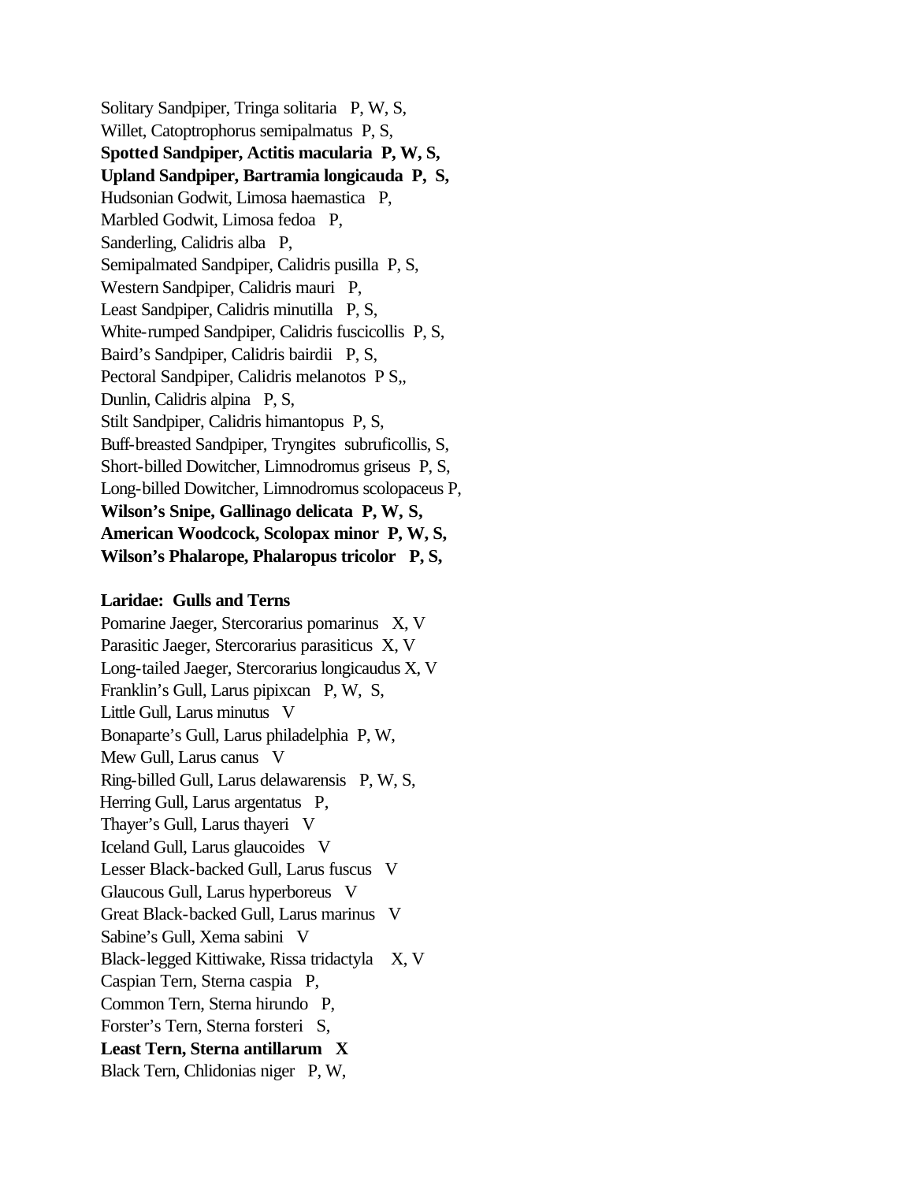Solitary Sandpiper, Tringa solitaria P, W, S,
Willet, Catoptrophorus semipalmatus P, S,
**Spotted Sandpiper, Actitis macularia P, W, S,**
**Upland Sandpiper, Bartramia longicauda P, S,**
Hudsonian Godwit, Limosa haemastica P,
Marbled Godwit, Limosa fedoa P,
Sanderling, Calidris alba P,
Semipalmated Sandpiper, Calidris pusilla P, S,
Western Sandpiper, Calidris mauri P,
Least Sandpiper, Calidris minutilla P, S,
White-rumped Sandpiper, Calidris fuscicollis P, S,
Baird's Sandpiper, Calidris bairdii P, S,
Pectoral Sandpiper, Calidris melanotos P S,,
Dunlin, Calidris alpina P, S,
Stilt Sandpiper, Calidris himantopus P, S,
Buff-breasted Sandpiper, Tryngites subruficollis, S,
Short-billed Dowitcher, Limnodromus griseus P, S,
Long-billed Dowitcher, Limnodromus scolopaceus P,
**Wilson's Snipe, Gallinago delicata P, W, S,**
**American Woodcock, Scolopax minor P, W, S,**
**Wilson's Phalarope, Phalaropus tricolor P, S,**

**Laridae: Gulls and Terns**
Pomarine Jaeger, Stercorarius pomarinus X, V
Parasitic Jaeger, Stercorarius parasiticus X, V
Long-tailed Jaeger, Stercorarius longicaudus X, V
Franklin's Gull, Larus pipixcan P, W, S,
Little Gull, Larus minutus V
Bonaparte's Gull, Larus philadelphia P, W,
Mew Gull, Larus canus V
Ring-billed Gull, Larus delawarensis P, W, S,
Herring Gull, Larus argentatus P,
Thayer's Gull, Larus thayeri V
Iceland Gull, Larus glaucoides V
Lesser Black-backed Gull, Larus fuscus V
Glaucous Gull, Larus hyperboreus V
Great Black-backed Gull, Larus marinus V
Sabine's Gull, Xema sabini V
Black-legged Kittiwake, Rissa tridactyla X, V
Caspian Tern, Sterna caspia P,
Common Tern, Sterna hirundo P,
Forster's Tern, Sterna forsteri S,
**Least Tern, Sterna antillarum X**
Black Tern, Chlidonias niger P, W,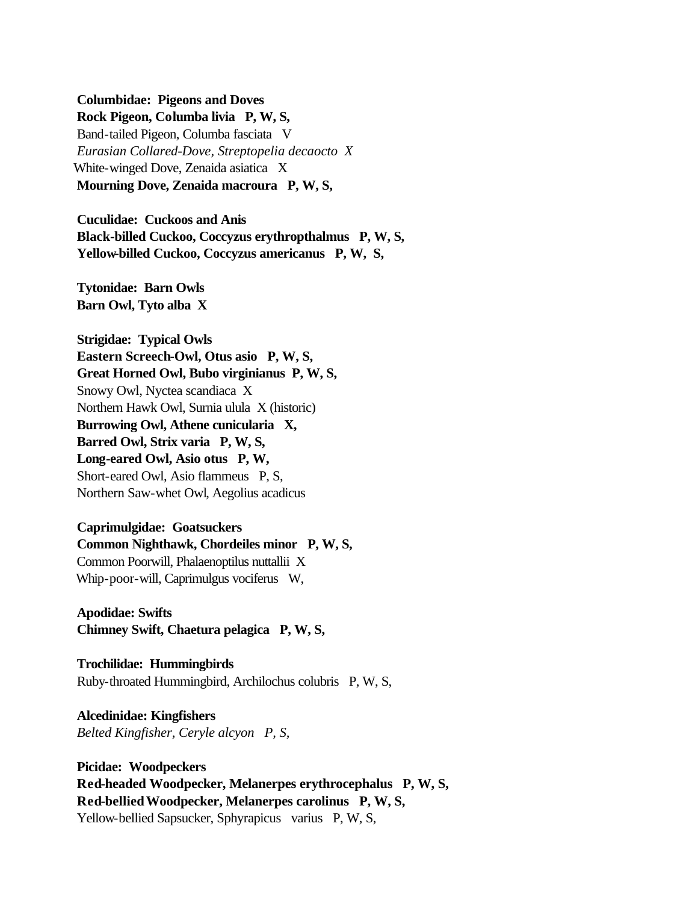**Columbidae: Pigeons and Doves**
**Rock Pigeon, Columba livia P, W, S,**
Band-tailed Pigeon, Columba fasciata V
*Eurasian Collared-Dove, Streptopelia decaocto X*
White-winged Dove, Zenaida asiatica X
**Mourning Dove, Zenaida macroura P, W, S,**

**Cuculidae: Cuckoos and Anis**
**Black-billed Cuckoo, Coccyzus erythropthalmus P, W, S,**
**Yellow-billed Cuckoo, Coccyzus americanus P, W, S,**

**Tytonidae: Barn Owls**
**Barn Owl, Tyto alba X**

**Strigidae: Typical Owls**
**Eastern Screech-Owl, Otus asio P, W, S,**
**Great Horned Owl, Bubo virginianus P, W, S,**
Snowy Owl, Nyctea scandiaca X
Northern Hawk Owl, Surnia ulula X (historic)
**Burrowing Owl, Athene cunicularia X,**
**Barred Owl, Strix varia P, W, S,**
**Long-eared Owl, Asio otus P, W,**
Short-eared Owl, Asio flammeus P, S,
Northern Saw-whet Owl, Aegolius acadicus

**Caprimulgidae: Goatsuckers**
**Common Nighthawk, Chordeiles minor P, W, S,**
Common Poorwill, Phalaenoptilus nuttallii X
Whip-poor-will, Caprimulgus vociferus W,

**Apodidae: Swifts**
**Chimney Swift, Chaetura pelagica P, W, S,**

**Trochilidae: Hummingbirds**
Ruby-throated Hummingbird, Archilochus colubris P, W, S,

**Alcedinidae: Kingfishers**
*Belted Kingfisher, Ceryle alcyon P, S,*

**Picidae: Woodpeckers**
**Red-headed Woodpecker, Melanerpes erythrocephalus P, W, S,**
**Red-bellied Woodpecker, Melanerpes carolinus P, W, S,**
Yellow-bellied Sapsucker, Sphyrapicus varius P, W, S,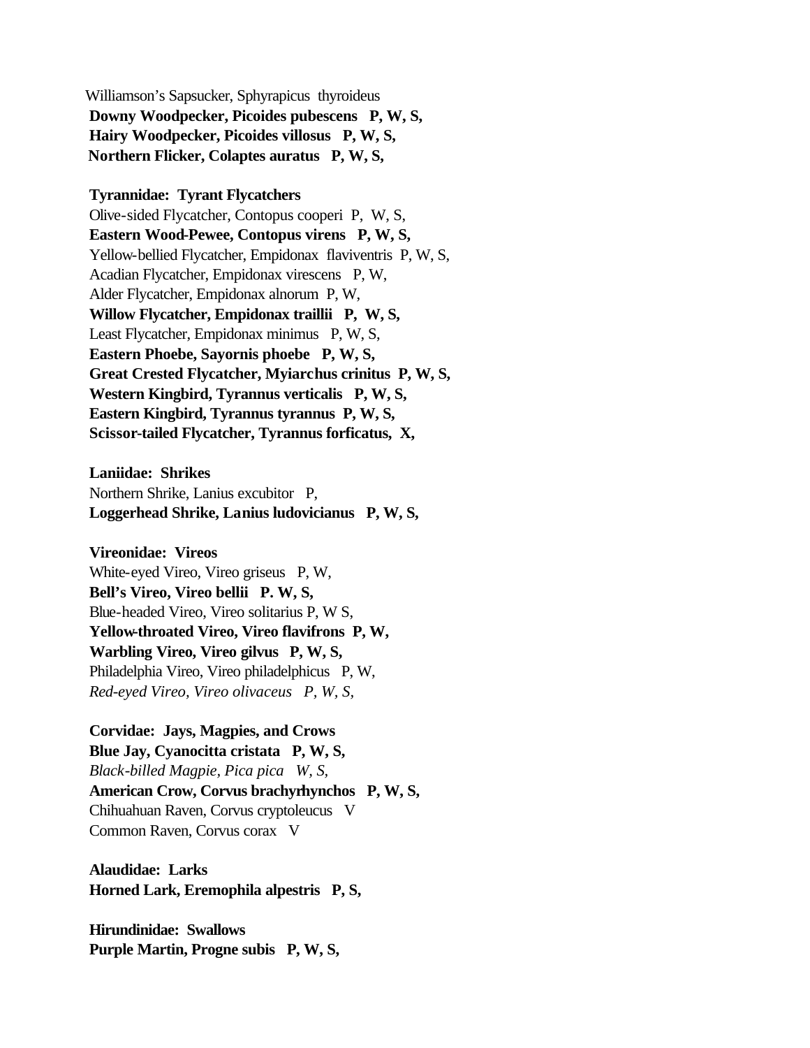Williamson's Sapsucker, Sphyrapicus thyroideus
**Downy Woodpecker, Picoides pubescens P, W, S,**
**Hairy Woodpecker, Picoides villosus P, W, S,**
**Northern Flicker, Colaptes auratus P, W, S,**

**Tyrannidae: Tyrant Flycatchers**
Olive-sided Flycatcher, Contopus cooperi P, W, S,
**Eastern Wood-Pewee, Contopus virens P, W, S,**
Yellow-bellied Flycatcher, Empidonax flaviventris P, W, S,
Acadian Flycatcher, Empidonax virescens P, W,
Alder Flycatcher, Empidonax alnorum P, W,
**Willow Flycatcher, Empidonax traillii P, W, S,**
Least Flycatcher, Empidonax minimus P, W, S,
**Eastern Phoebe, Sayornis phoebe P, W, S,**
**Great Crested Flycatcher, Myiarchus crinitus P, W, S,**
**Western Kingbird, Tyrannus verticalis P, W, S,**
**Eastern Kingbird, Tyrannus tyrannus P, W, S,**
**Scissor-tailed Flycatcher, Tyrannus forficatus, X,**

**Laniidae: Shrikes**
Northern Shrike, Lanius excubitor P,
**Loggerhead Shrike, Lanius ludovicianus P, W, S,**

**Vireonidae: Vireos**
White-eyed Vireo, Vireo griseus P, W,
**Bell's Vireo, Vireo bellii P. W, S,**
Blue-headed Vireo, Vireo solitarius P, W S,
**Yellow-throated Vireo, Vireo flavifrons P, W,**
**Warbling Vireo, Vireo gilvus P, W, S,**
Philadelphia Vireo, Vireo philadelphicus P, W,
*Red-eyed Vireo, Vireo olivaceus P, W, S,*

**Corvidae: Jays, Magpies, and Crows**
**Blue Jay, Cyanocitta cristata P, W, S,**
*Black-billed Magpie, Pica pica W, S,*
**American Crow, Corvus brachyrhynchos P, W, S,**
Chihuahuan Raven, Corvus cryptoleucus V
Common Raven, Corvus corax V

**Alaudidae: Larks**
**Horned Lark, Eremophila alpestris P, S,**

**Hirundinidae: Swallows**
**Purple Martin, Progne subis P, W, S,**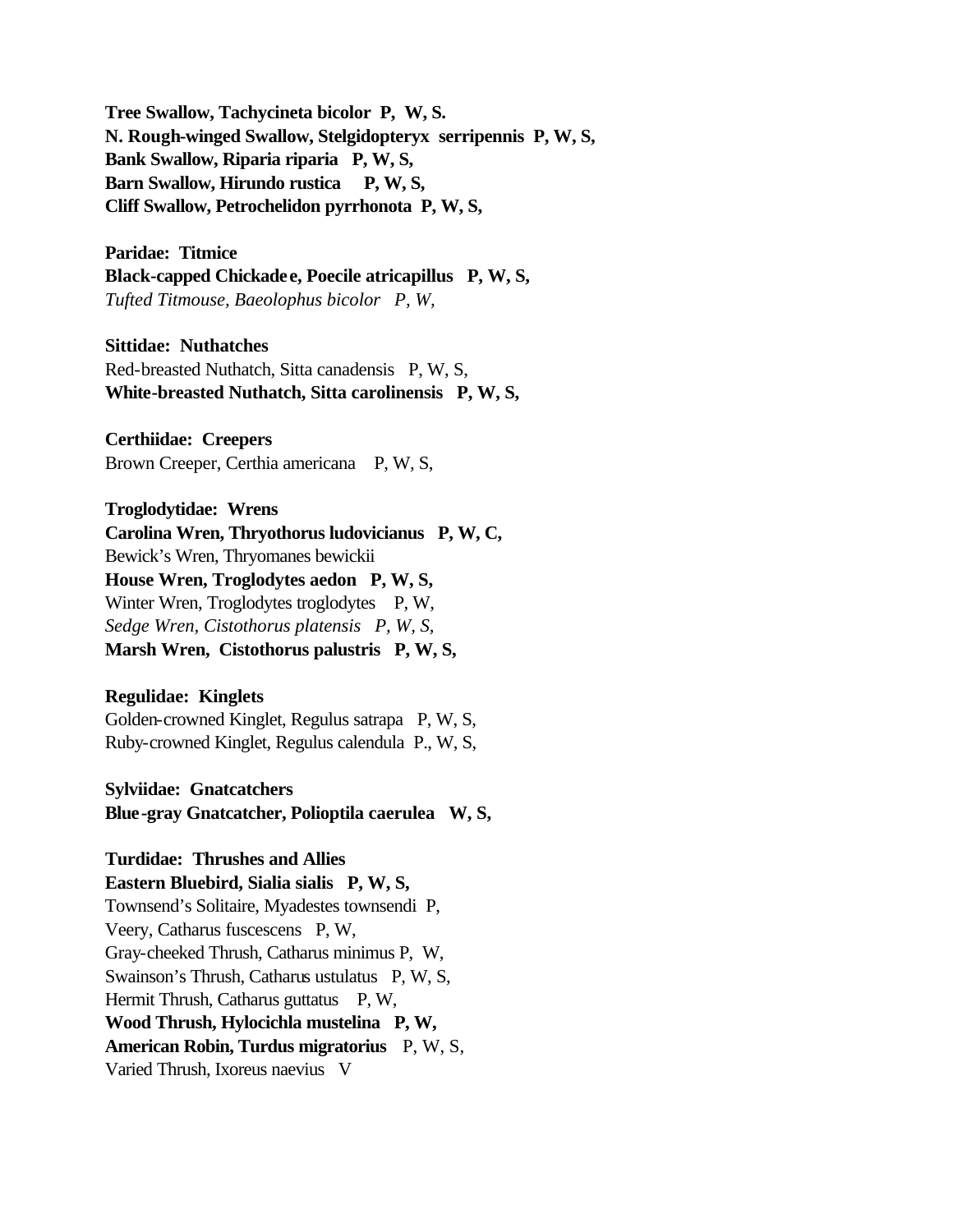**Tree Swallow, Tachycineta bicolor P, W, S.**
**N. Rough-winged Swallow, Stelgidopteryx serripennis P, W, S,**
**Bank Swallow, Riparia riparia P, W, S,**
**Barn Swallow, Hirundo rustica P, W, S,**
**Cliff Swallow, Petrochelidon pyrrhonota P, W, S,**

**Paridae: Titmice**
**Black-capped Chickadee, Poecile atricapillus P, W, S,**
*Tufted Titmouse, Baeolophus bicolor P, W,*

**Sittidae: Nuthatches**
Red-breasted Nuthatch, Sitta canadensis P, W, S,
**White-breasted Nuthatch, Sitta carolinensis P, W, S,**

**Certhiidae: Creepers**
Brown Creeper, Certhia americana P, W, S,

**Troglodytidae: Wrens**
**Carolina Wren, Thryothorus ludovicianus P, W, C,**
Bewick's Wren, Thryomanes bewickii
**House Wren, Troglodytes aedon P, W, S,**
Winter Wren, Troglodytes troglodytes P, W,
*Sedge Wren, Cistothorus platensis P, W, S,*
**Marsh Wren, Cistothorus palustris P, W, S,**

**Regulidae: Kinglets**
Golden-crowned Kinglet, Regulus satrapa P, W, S,
Ruby-crowned Kinglet, Regulus calendula P., W, S,

**Sylviidae: Gnatcatchers**
**Blue-gray Gnatcatcher, Polioptila caerulea W, S,**

**Turdidae: Thrushes and Allies**
**Eastern Bluebird, Sialia sialis P, W, S,**
Townsend's Solitaire, Myadestes townsendi P,
Veery, Catharus fuscescens P, W,
Gray-cheeked Thrush, Catharus minimus P, W,
Swainson's Thrush, Catharus ustulatus P, W, S,
Hermit Thrush, Catharus guttatus P, W,
**Wood Thrush, Hylocichla mustelina P, W,**
**American Robin, Turdus migratorius** P, W, S,
Varied Thrush, Ixoreus naevius V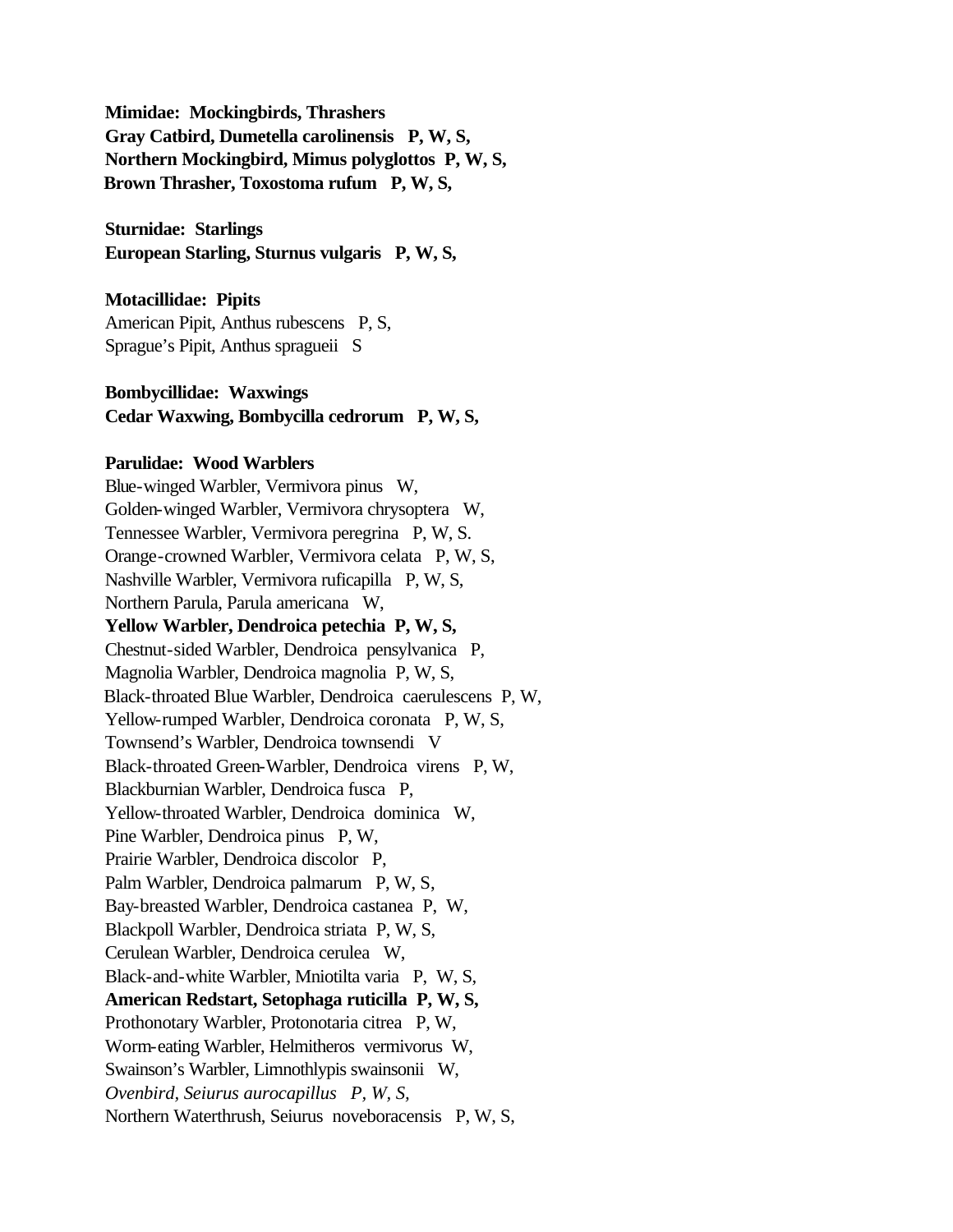**Mimidae: Mockingbirds, Thrashers**
**Gray Catbird, Dumetella carolinensis P, W, S,**
**Northern Mockingbird, Mimus polyglottos P, W, S,**
**Brown Thrasher, Toxostoma rufum P, W, S,**

**Sturnidae: Starlings**
**European Starling, Sturnus vulgaris P, W, S,**

**Motacillidae: Pipits**
American Pipit, Anthus rubescens P, S,
Sprague's Pipit, Anthus spragueii S

**Bombycillidae: Waxwings**
**Cedar Waxwing, Bombycilla cedrorum P, W, S,**

**Parulidae: Wood Warblers**
Blue-winged Warbler, Vermivora pinus W,
Golden-winged Warbler, Vermivora chrysoptera W,
Tennessee Warbler, Vermivora peregrina P, W, S.
Orange-crowned Warbler, Vermivora celata P, W, S,
Nashville Warbler, Vermivora ruficapilla P, W, S,
Northern Parula, Parula americana W,
**Yellow Warbler, Dendroica petechia P, W, S,**
Chestnut-sided Warbler, Dendroica pensylvanica P,
Magnolia Warbler, Dendroica magnolia P, W, S,
Black-throated Blue Warbler, Dendroica caerulescens P, W,
Yellow-rumped Warbler, Dendroica coronata P, W, S,
Townsend's Warbler, Dendroica townsendi V
Black-throated Green-Warbler, Dendroica virens P, W,
Blackburnian Warbler, Dendroica fusca P,
Yellow-throated Warbler, Dendroica dominica W,
Pine Warbler, Dendroica pinus P, W,
Prairie Warbler, Dendroica discolor P,
Palm Warbler, Dendroica palmarum P, W, S,
Bay-breasted Warbler, Dendroica castanea P, W,
Blackpoll Warbler, Dendroica striata P, W, S,
Cerulean Warbler, Dendroica cerulea W,
Black-and-white Warbler, Mniotilta varia P, W, S,
**American Redstart, Setophaga ruticilla P, W, S,**
Prothonotary Warbler, Protonotaria citrea P, W,
Worm-eating Warbler, Helmitheros vermivorus W,
Swainson's Warbler, Limnothlypis swainsonii W,
*Ovenbird, Seiurus aurocapillus P, W, S,*
Northern Waterthrush, Seiurus noveboracensis P, W, S,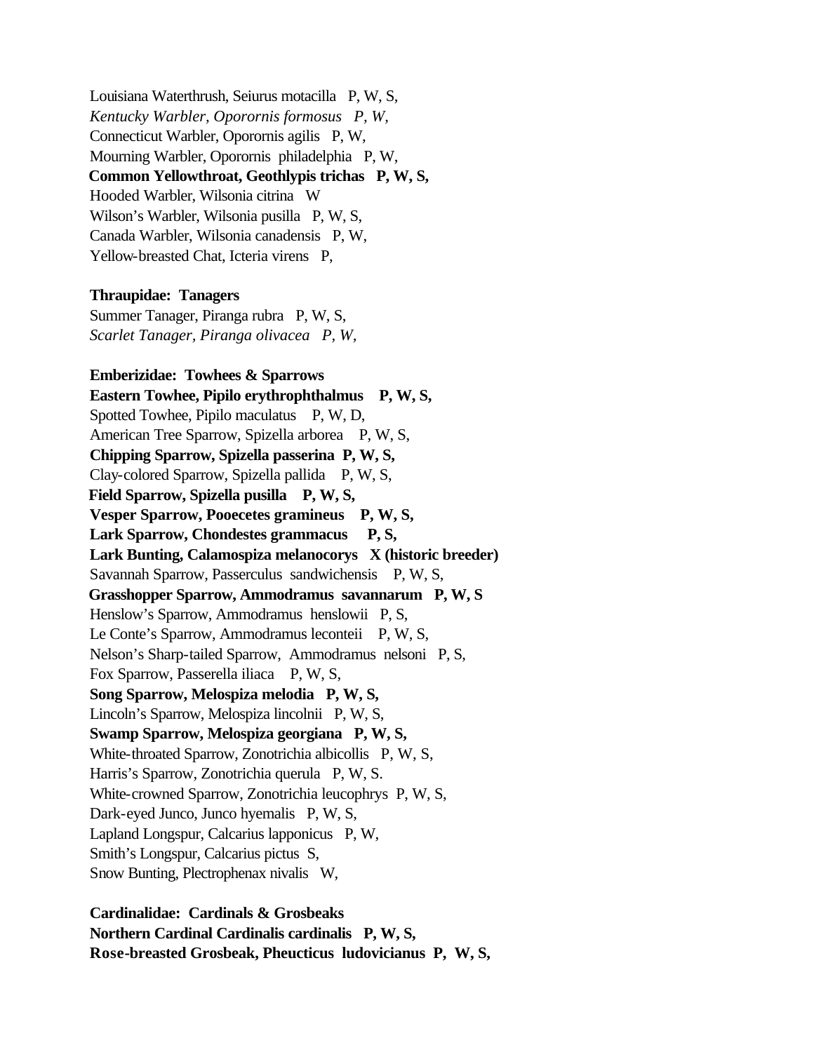Louisiana Waterthrush, Seiurus motacilla   P, W, S,
*Kentucky Warbler, Oporornis formosus   P, W,*
Connecticut Warbler, Oporornis agilis   P, W,
Mourning Warbler, Oporornis  philadelphia   P, W,
**Common Yellowthroat, Geothlypis trichas   P, W, S,**
Hooded Warbler, Wilsonia citrina   W
Wilson's Warbler, Wilsonia pusilla   P, W, S,
Canada Warbler, Wilsonia canadensis   P, W,
Yellow-breasted Chat, Icteria virens   P,

**Thraupidae:  Tanagers**
Summer Tanager, Piranga rubra   P, W, S,
*Scarlet Tanager, Piranga olivacea   P, W,*

**Emberizidae:  Towhees & Sparrows**
**Eastern Towhee, Pipilo erythrophthalmus    P, W, S,**
Spotted Towhee, Pipilo maculatus    P, W, D,
American Tree Sparrow, Spizella arborea    P, W, S,
**Chipping Sparrow, Spizella passerina  P, W, S,**
Clay-colored Sparrow, Spizella pallida    P, W, S,
**Field Sparrow, Spizella pusilla    P, W, S,**
**Vesper Sparrow, Pooecetes gramineus    P, W, S,**
**Lark Sparrow, Chondestes grammacus     P, S,**
**Lark Bunting, Calamospiza melanocorys   X (historic breeder)**
Savannah Sparrow, Passerculus  sandwichensis    P, W, S,
**Grasshopper Sparrow, Ammodramus  savannarum   P, W, S**
Henslow's Sparrow, Ammodramus  henslowii   P, S,
Le Conte's Sparrow, Ammodramus leconteii    P, W, S,
Nelson's Sharp-tailed Sparrow,  Ammodramus  nelsoni   P, S,
Fox Sparrow, Passerella iliaca    P, W, S,
**Song Sparrow, Melospiza melodia   P, W, S,**
Lincoln's Sparrow, Melospiza lincolnii   P, W, S,
**Swamp Sparrow, Melospiza georgiana   P, W, S,**
White-throated Sparrow, Zonotrichia albicollis   P, W, S,
Harris's Sparrow, Zonotrichia querula   P, W, S.
White-crowned Sparrow, Zonotrichia leucophrys  P, W, S,
Dark-eyed Junco, Junco hyemalis   P, W, S,
Lapland Longspur, Calcarius lapponicus   P, W,
Smith's Longspur, Calcarius pictus  S,
Snow Bunting, Plectrophenax nivalis   W,

**Cardinalidae:  Cardinals & Grosbeaks**
**Northern Cardinal Cardinalis cardinalis   P, W, S,**
**Rose-breasted Grosbeak, Pheucticus  ludovicianus  P,  W, S,**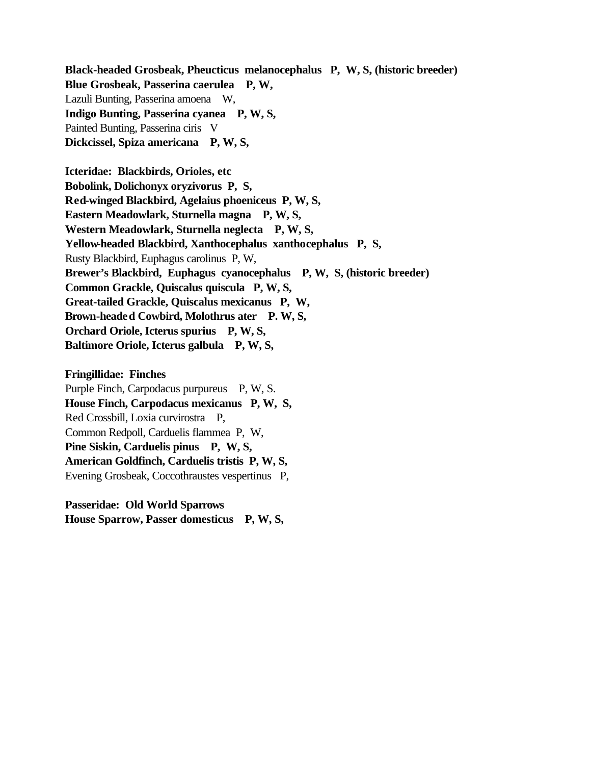**Black-headed Grosbeak, Pheucticus melanocephalus P, W, S, (historic breeder)**
**Blue Grosbeak, Passerina caerulea P, W,**
Lazuli Bunting, Passerina amoena W,
**Indigo Bunting, Passerina cyanea P, W, S,**
Painted Bunting, Passerina ciris V
**Dickcissel, Spiza americana P, W, S,**

**Icteridae: Blackbirds, Orioles, etc**
**Bobolink, Dolichonyx oryzivorus P, S,**
**Red-winged Blackbird, Agelaius phoeniceus P, W, S,**
**Eastern Meadowlark, Sturnella magna P, W, S,**
**Western Meadowlark, Sturnella neglecta P, W, S,**
**Yellow-headed Blackbird, Xanthocephalus xanthocephalus P, S,**
Rusty Blackbird, Euphagus carolinus P, W,
**Brewer's Blackbird, Euphagus cyanocephalus P, W, S, (historic breeder)**
**Common Grackle, Quiscalus quiscula P, W, S,**
**Great-tailed Grackle, Quiscalus mexicanus P, W,**
**Brown-headed Cowbird, Molothrus ater P. W, S,**
**Orchard Oriole, Icterus spurius P, W, S,**
**Baltimore Oriole, Icterus galbula P, W, S,**

**Fringillidae: Finches**
Purple Finch, Carpodacus purpureus P, W, S.
**House Finch, Carpodacus mexicanus P, W, S,**
Red Crossbill, Loxia curvirostra P,
Common Redpoll, Carduelis flammea P, W,
**Pine Siskin, Carduelis pinus P, W, S,**
**American Goldfinch, Carduelis tristis P, W, S,**
Evening Grosbeak, Coccothraustes vespertinus P,

**Passeridae: Old World Sparrows**
**House Sparrow, Passer domesticus P, W, S,**